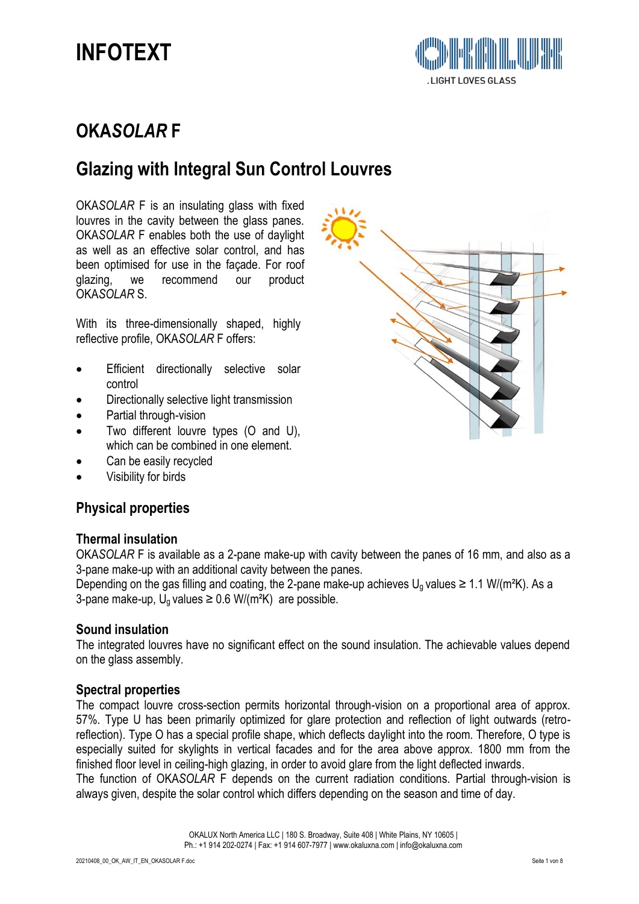# INFOTEXT

## OKA*SOLAR* F

## Glazing with Integral Sun Control Louvres

OKA*SOLAR* F is an insulating glass with fixed louvres in the cavity between the glass panes. OKA*SOLAR* F enables both the use of daylight as well as an effective solar control, and has been optimised for use in the façade. For roof glazing, we recommend our product OKA*SOLAR* S.

With its three-dimensionally shaped, highly reflective profile, OKA*SOLAR* F offers:

- Efficient directionally selective solar control
- Directionally selective light transmission
- Partial through-vision
- Two different louvre types (O and U), which can be combined in one element.
- Can be easily recycled
- Visibility for birds

### Physical properties

#### Thermal insulation

OKA*SOLAR* F is available as a 2-pane make-up with cavity between the panes of 16 mm, and also as a 3-pane make-up with an additional cavity between the panes.
Depending on the gas filling and coating, the 2-pane make-up achieves $U_g$ values ≥ 1.1 W/(m²K). As a 3-pane make-up, $U_g$ values ≥ 0.6 W/(m²K) are possible.

#### Sound insulation

The integrated louvres have no significant effect on the sound insulation. The achievable values depend on the glass assembly.

#### Spectral properties

The compact louvre cross-section permits horizontal through-vision on a proportional area of approx. 57%. Type U has been primarily optimized for glare protection and reflection of light outwards (retro-reflection). Type O has a special profile shape, which deflects daylight into the room. Therefore, O type is especially suited for skylights in vertical facades and for the area above approx. 1800 mm from the finished floor level in ceiling-high glazing, in order to avoid glare from the light deflected inwards.
The function of OKA*SOLAR* F depends on the current radiation conditions. Partial through-vision is always given, despite the solar control which differs depending on the season and time of day.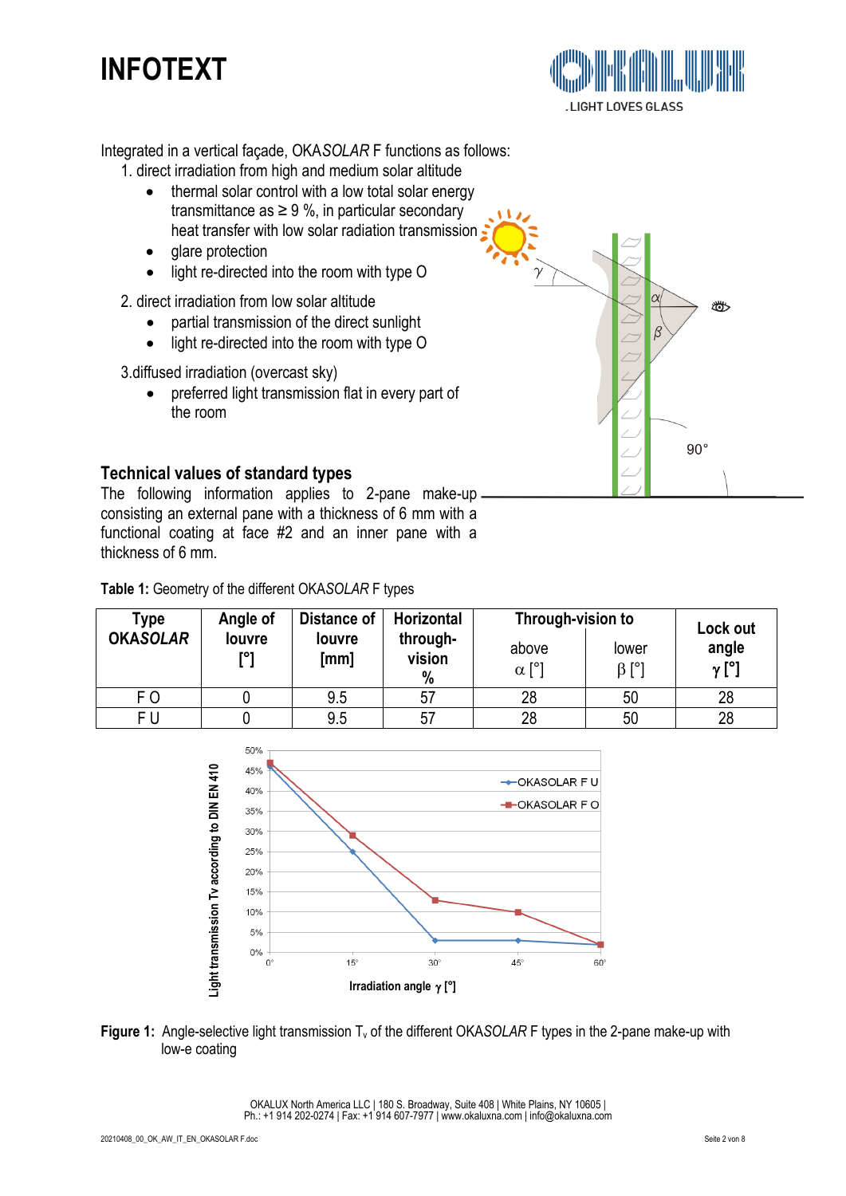# INFOTEXT

Integrated in a vertical façade, OKA*SOLAR* F functions as follows:

1. direct irradiation from high and medium solar altitude
   - thermal solar control with a low total solar energy transmittance as ≥ 9 %, in particular secondary heat transfer with low solar radiation transmission
   - glare protection
   - light re-directed into the room with type O
2. direct irradiation from low solar altitude
   - partial transmission of the direct sunlight
   - light re-directed into the room with type O
3. diffused irradiation (overcast sky)
   - preferred light transmission flat in every part of the room

γ
α
β
90°

## Technical values of standard types

The following information applies to 2-pane make-up consisting an external pane with a thickness of 6 mm with a functional coating at face #2 and an inner pane with a thickness of 6 mm.

**Table 1:** Geometry of the different OKA*SOLAR* F types

| Type OKA*SOLAR* | Angle of louvre [°] | Distance of louvre [mm] | Horizontal through-vision % | Through-vision to above α [°] | Through-vision to lower β [°] | Lock out angle γ [°] |
|---|---|---|---|---|---|---|
| F O | 0 | 9.5 | 57 | 28 | 50 | 28 |
| F U | 0 | 9.5 | 57 | 28 | 50 | 28 |

Light transmission Tv according to DIN EN 410

50%
45%
40%
35%
30%
25%
20%
15%
10%
5%
0%

0°
15°
30°
45°
60°

Irradiation angle γ [°]

OKASOLAR F U
OKASOLAR F O

**Figure 1:** Angle-selective light transmission $T_v$ of the different OKA*SOLAR* F types in the 2-pane make-up with low-e coating

OKALUX North America LLC | 180 S. Broadway, Suite 408 | White Plains, NY 10605 |
Ph.: +1 914 202-0274 | Fax: +1 914 607-7977 | www.okaluxna.com | info@okaluxna.com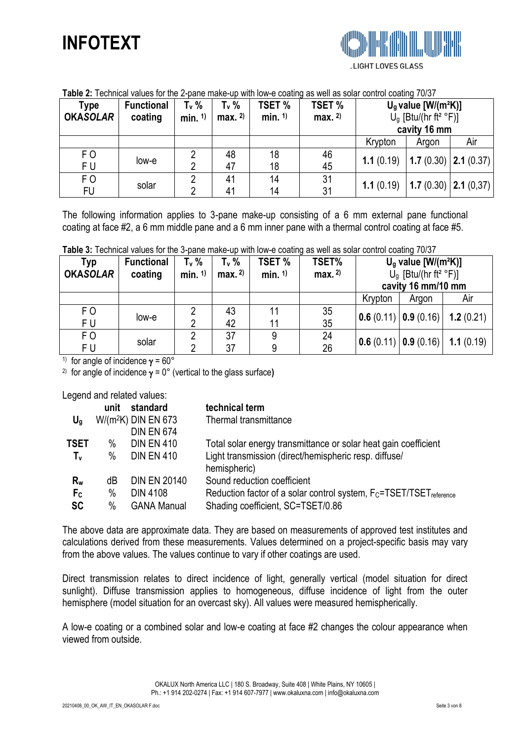# INFOTEXT

**Table 2:** Technical values for the 2-pane make-up with low-e coating as well as solar control coating 70/37

| **Type OKA*SOLAR*** | **Functional coating** | **$T_v$ % min.** [1)] | **$T_v$ % max.** [2)] | **TSET % min.** [1)] | **TSET % max.** [2)] | **$U_g$ value [W/(m²K)]** $U_g$ [Btu/(hr ft² °F)] **cavity 16 mm** | | |
|---|---|---|---|---|---|---|---|---|
| | | | | | | Krypton | Argon | Air |
| F O<br>F U | low-e | 2<br>2 | 48<br>47 | 18<br>18 | 46<br>45 | **1.1** (0.19) | **1.7** (0.30) | **2.1** (0.37) |
| F O<br>FU | solar | 2<br>2 | 41<br>41 | 14<br>14 | 31<br>31 | **1.1** (0.19) | **1.7** (0.30) | **2.1** (0,37) |

The following information applies to 3-pane make-up consisting of a 6 mm external pane functional coating at face #2, a 6 mm middle pane and a 6 mm inner pane with a thermal control coating at face #5.

**Table 3:** Technical values for the 3-pane make-up with low-e coating as well as solar control coating 70/37

| **Typ OKA*SOLAR*** | **Functional coating** | **$T_v$ % min.** [1)] | **$T_v$ % max.** [2)] | **TSET % min.** [1)] | **TSET% max.** [2)] | **$U_g$ value [W/(m²K)]** $U_g$ [Btu/(hr ft² °F)] **cavity 16 mm/10 mm** | | |
|---|---|---|---|---|---|---|---|---|
| | | | | | | Krypton | Argon | Air |
| F O<br>F U | low-e | 2<br>2 | 43<br>42 | 11<br>11 | 35<br>35 | **0.6** (0.11) | **0.9** (0.16) | **1.2** (0.21) |
| F O<br>F U | solar | 2<br>2 | 37<br>37 | 9<br>9 | 24<br>26 | **0.6** (0.11) | **0.9** (0.16) | **1.1** (0.19) |

[1)] for angle of incidence $\gamma = 60°$

[2)] for angle of incidence $\gamma = 0°$ (vertical to the glass surface**)**

Legend and related values:

| | **unit** | **standard** | **technical term** |
|---|---|---|---|
| **$U_g$** | W/(m²K) | DIN EN 673<br>DIN EN 674 | Thermal transmittance |
| **TSET** | % | DIN EN 410 | Total solar energy transmittance or solar heat gain coefficient |
| **$T_v$** | % | DIN EN 410 | Light transmission (direct/hemispheric resp. diffuse/ hemispheric) |
| **$R_w$** | dB | DIN EN 20140 | Sound reduction coefficient |
| **$F_C$** | % | DIN 4108 | Reduction factor of a solar control system, $F_C$=TSET/$TSET_{reference}$ |
| **SC** | % | GANA Manual | Shading coefficient, SC=TSET/0.86 |

The above data are approximate data. They are based on measurements of approved test institutes and calculations derived from these measurements. Values determined on a project-specific basis may vary from the above values. The values continue to vary if other coatings are used.

Direct transmission relates to direct incidence of light, generally vertical (model situation for direct sunlight). Diffuse transmission applies to homogeneous, diffuse incidence of light from the outer hemisphere (model situation for an overcast sky). All values were measured hemispherically.

A low-e coating or a combined solar and low-e coating at face #2 changes the colour appearance when viewed from outside.

OKALUX North America LLC | 180 S. Broadway, Suite 408 | White Plains, NY 10605 |
Ph.: +1 914 202-0274 | Fax: +1 914 607-7977 | www.okaluxna.com | info@okaluxna.com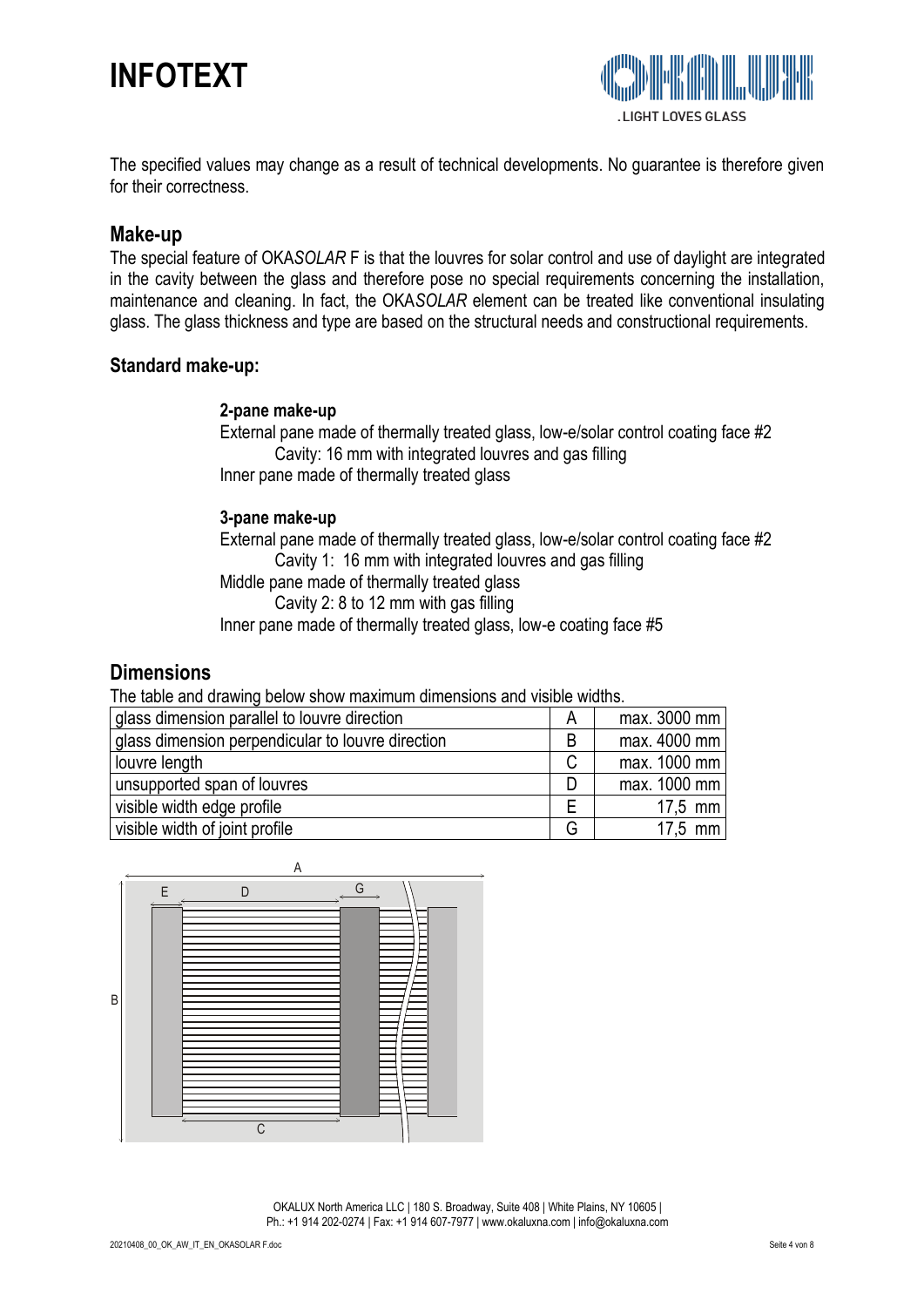# INFOTEXT

The specified values may change as a result of technical developments. No guarantee is therefore given for their correctness.

## Make-up

The special feature of OKA*SOLAR* F is that the louvres for solar control and use of daylight are integrated in the cavity between the glass and therefore pose no special requirements concerning the installation, maintenance and cleaning. In fact, the OKA*SOLAR* element can be treated like conventional insulating glass. The glass thickness and type are based on the structural needs and constructional requirements.

### Standard make-up:

**2-pane make-up**

External pane made of thermally treated glass, low-e/solar control coating face #2
Cavity: 16 mm with integrated louvres and gas filling
Inner pane made of thermally treated glass

**3-pane make-up**

External pane made of thermally treated glass, low-e/solar control coating face #2
Cavity 1: 16 mm with integrated louvres and gas filling
Middle pane made of thermally treated glass
Cavity 2: 8 to 12 mm with gas filling
Inner pane made of thermally treated glass, low-e coating face #5

## Dimensions

The table and drawing below show maximum dimensions and visible widths.

| | | |
|---|---|---|
| glass dimension parallel to louvre direction | A | max. 3000 mm |
| glass dimension perpendicular to louvre direction | B | max. 4000 mm |
| louvre length | C | max. 1000 mm |
| unsupported span of louvres | D | max. 1000 mm |
| visible width edge profile | E | 17,5 mm |
| visible width of joint profile | G | 17,5 mm |

A
E
D
G
B
C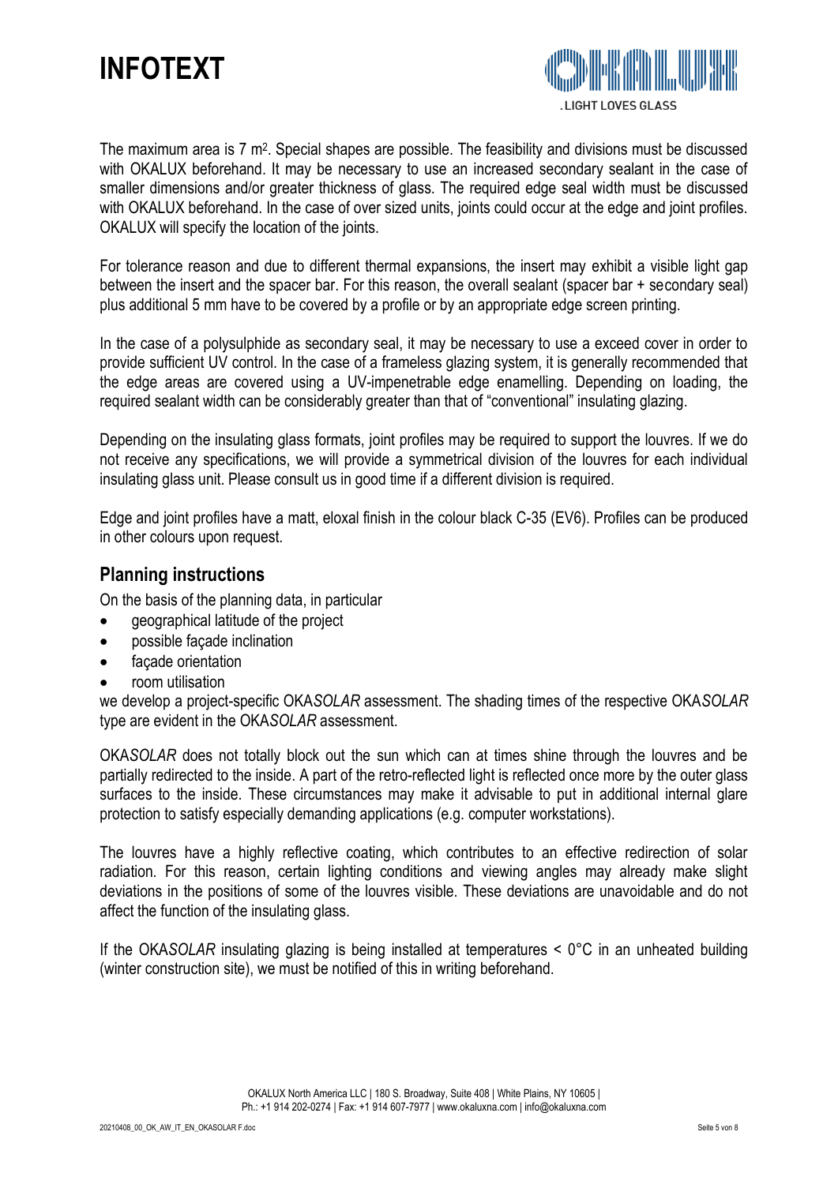The maximum area is 7 $m^2$. Special shapes are possible. The feasibility and divisions must be discussed with OKALUX beforehand. It may be necessary to use an increased secondary sealant in the case of smaller dimensions and/or greater thickness of glass. The required edge seal width must be discussed with OKALUX beforehand. In the case of over sized units, joints could occur at the edge and joint profiles. OKALUX will specify the location of the joints.

For tolerance reason and due to different thermal expansions, the insert may exhibit a visible light gap between the insert and the spacer bar. For this reason, the overall sealant (spacer bar + secondary seal) plus additional 5 mm have to be covered by a profile or by an appropriate edge screen printing.

In the case of a polysulphide as secondary seal, it may be necessary to use a exceed cover in order to provide sufficient UV control. In the case of a frameless glazing system, it is generally recommended that the edge areas are covered using a UV-impenetrable edge enamelling. Depending on loading, the required sealant width can be considerably greater than that of "conventional" insulating glazing.

Depending on the insulating glass formats, joint profiles may be required to support the louvres. If we do not receive any specifications, we will provide a symmetrical division of the louvres for each individual insulating glass unit. Please consult us in good time if a different division is required.

Edge and joint profiles have a matt, eloxal finish in the colour black C-35 (EV6). Profiles can be produced in other colours upon request.

## Planning instructions

On the basis of the planning data, in particular

- geographical latitude of the project
- possible façade inclination
- façade orientation
- room utilisation

we develop a project-specific OKA*SOLAR* assessment. The shading times of the respective OKA*SOLAR* type are evident in the OKA*SOLAR* assessment.

OKA*SOLAR* does not totally block out the sun which can at times shine through the louvres and be partially redirected to the inside. A part of the retro-reflected light is reflected once more by the outer glass surfaces to the inside. These circumstances may make it advisable to put in additional internal glare protection to satisfy especially demanding applications (e.g. computer workstations).

The louvres have a highly reflective coating, which contributes to an effective redirection of solar radiation. For this reason, certain lighting conditions and viewing angles may already make slight deviations in the positions of some of the louvres visible. These deviations are unavoidable and do not affect the function of the insulating glass.

If the OKA*SOLAR* insulating glazing is being installed at temperatures < 0°C in an unheated building (winter construction site), we must be notified of this in writing beforehand.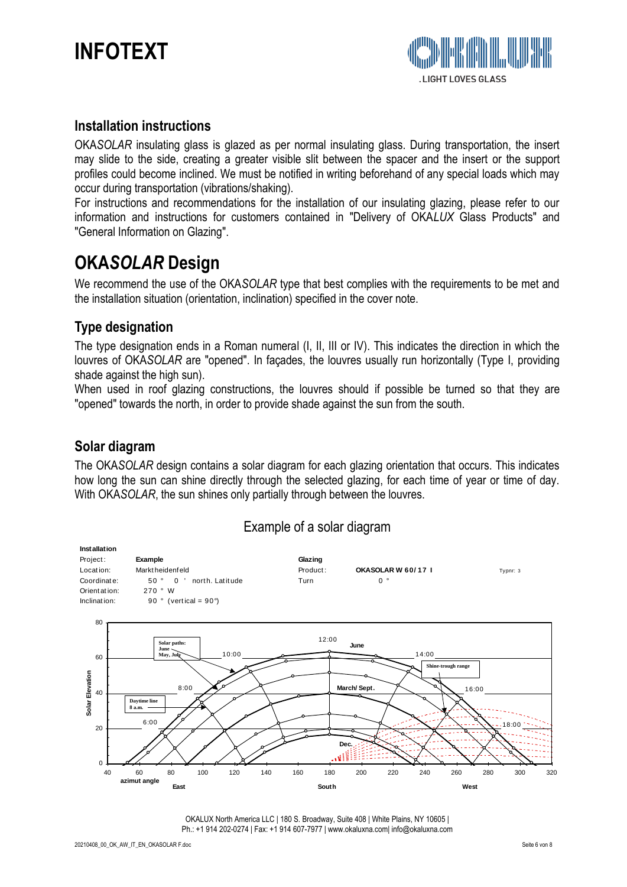**INFOTEXT**

## Installation instructions

OKA*SOLAR* insulating glass is glazed as per normal insulating glass. During transportation, the insert may slide to the side, creating a greater visible slit between the spacer and the insert or the support profiles could become inclined. We must be notified in writing beforehand of any special loads which may occur during transportation (vibrations/shaking).

For instructions and recommendations for the installation of our insulating glazing, please refer to our information and instructions for customers contained in "Delivery of OKA*LUX* Glass Products" and "General Information on Glazing".

# OKA*SOLAR* Design

We recommend the use of the OKA*SOLAR* type that best complies with the requirements to be met and the installation situation (orientation, inclination) specified in the cover note.

## Type designation

The type designation ends in a Roman numeral (I, II, III or IV). This indicates the direction in which the louvres of OKA*SOLAR* are "opened". In façades, the louvres usually run horizontally (Type I, providing shade against the high sun).

When used in roof glazing constructions, the louvres should if possible be turned so that they are "opened" towards the north, in order to provide shade against the sun from the south.

## Solar diagram

The OKA*SOLAR* design contains a solar diagram for each glazing orientation that occurs. This indicates how long the sun can shine directly through the selected glazing, for each time of year or time of day. With OKA*SOLAR*, the sun shines only partially through between the louvres.

Example of a solar diagram

**Installation**
Project: **Example**
Location: Marktheidenfeld
Coordinate: 50 ° 0 ' north. Latitude
Orientation: 270 ° W
Inclination: 90 ° (vertical = 90°)

**Glazing**
Product: **OKASOLAR W 60/17 I**
Turn 0 °
Typnr: 3

Solar paths: June, May, July
Daytime line 8 a.m.
Shine-trough range
12:00
June
10:00
14:00
8:00
March/ Sept.
16:00
6:00
18:00
Dec.
Solar Elevation
0
20
40
60
80
40
60
80
100
120
140
160
180
200
220
240
260
280
300
320
azimut angle
East
South
West

OKALUX North America LLC | 180 S. Broadway, Suite 408 | White Plains, NY 10605 |
Ph.: +1 914 202-0274 | Fax: +1 914 607-7977 | www.okaluxna.com| info@okaluxna.com

20210408_00_OK_AW_IT_EN_OKASOLAR F.doc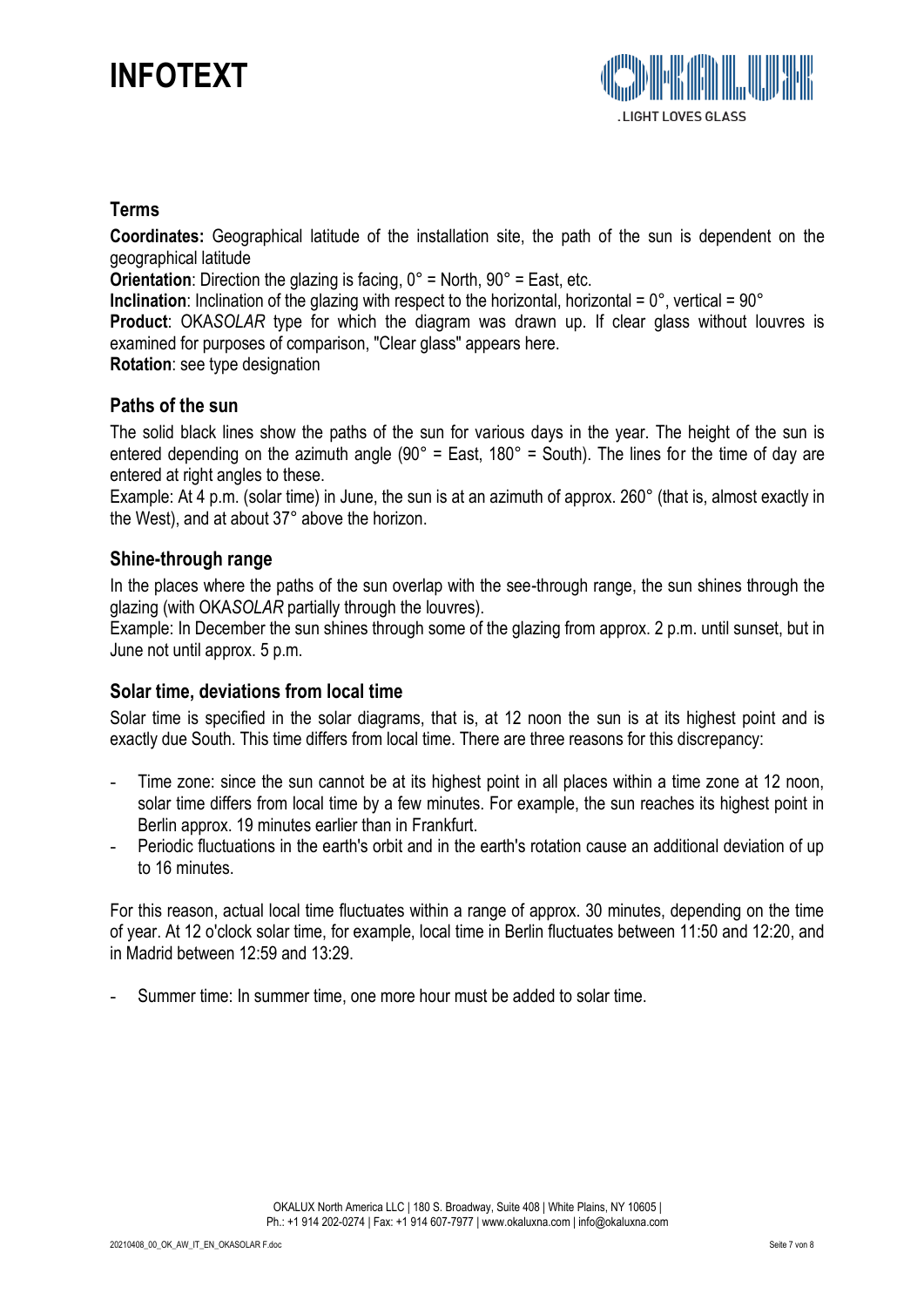# INFOTEXT

## Terms

**Coordinates:** Geographical latitude of the installation site, the path of the sun is dependent on the geographical latitude

**Orientation**: Direction the glazing is facing, 0° = North, 90° = East, etc.

**Inclination**: Inclination of the glazing with respect to the horizontal, horizontal = 0°, vertical = 90°

**Product**: OKA*SOLAR* type for which the diagram was drawn up. If clear glass without louvres is examined for purposes of comparison, "Clear glass" appears here.

**Rotation**: see type designation

## Paths of the sun

The solid black lines show the paths of the sun for various days in the year. The height of the sun is entered depending on the azimuth angle (90° = East, 180° = South). The lines for the time of day are entered at right angles to these.

Example: At 4 p.m. (solar time) in June, the sun is at an azimuth of approx. 260° (that is, almost exactly in the West), and at about 37° above the horizon.

## Shine-through range

In the places where the paths of the sun overlap with the see-through range, the sun shines through the glazing (with OKA*SOLAR* partially through the louvres).

Example: In December the sun shines through some of the glazing from approx. 2 p.m. until sunset, but in June not until approx. 5 p.m.

## Solar time, deviations from local time

Solar time is specified in the solar diagrams, that is, at 12 noon the sun is at its highest point and is exactly due South. This time differs from local time. There are three reasons for this discrepancy:

- Time zone: since the sun cannot be at its highest point in all places within a time zone at 12 noon, solar time differs from local time by a few minutes. For example, the sun reaches its highest point in Berlin approx. 19 minutes earlier than in Frankfurt.
- Periodic fluctuations in the earth's orbit and in the earth's rotation cause an additional deviation of up to 16 minutes.

For this reason, actual local time fluctuates within a range of approx. 30 minutes, depending on the time of year. At 12 o'clock solar time, for example, local time in Berlin fluctuates between 11:50 and 12:20, and in Madrid between 12:59 and 13:29.

- Summer time: In summer time, one more hour must be added to solar time.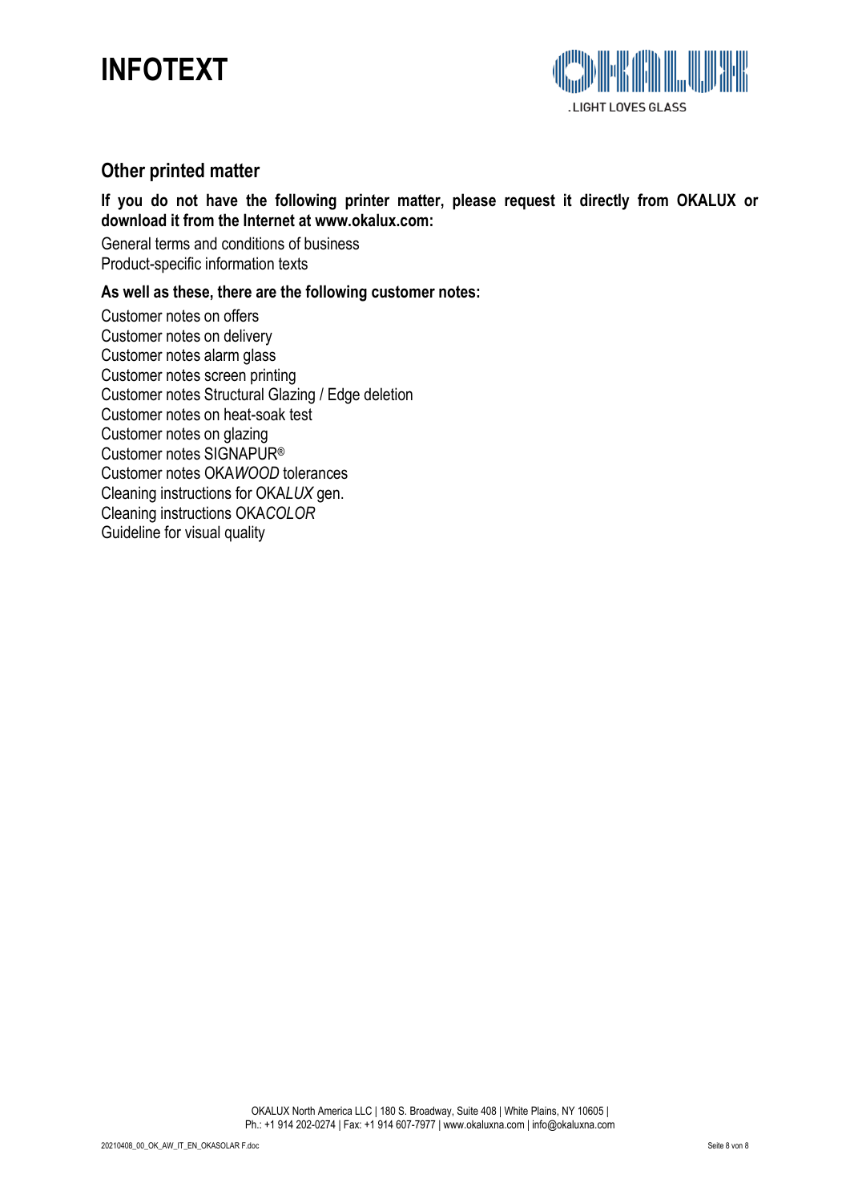## Other printed matter

**If you do not have the following printer matter, please request it directly from OKALUX or download it from the Internet at www.okalux.com:**

General terms and conditions of business
Product-specific information texts

**As well as these, there are the following customer notes:**

Customer notes on offers
Customer notes on delivery
Customer notes alarm glass
Customer notes screen printing
Customer notes Structural Glazing / Edge deletion
Customer notes on heat-soak test
Customer notes on glazing
Customer notes SIGNAPUR®
Customer notes OKA*WOOD* tolerances
Cleaning instructions for OKA*LUX* gen.
Cleaning instructions OKA*COLOR*
Guideline for visual quality